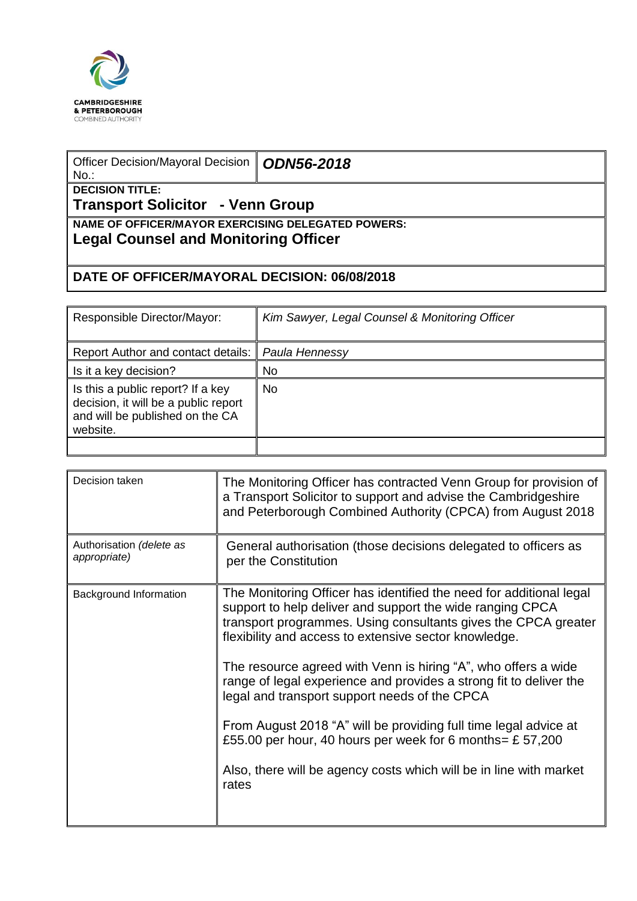CAMBRIDGESHIRE
& PETERBOROUGH
COMBINED AUTHORITY

| Officer Decision/Mayoral Decision No.: | ***ODN56-2018*** |
|---|---|
| **DECISION TITLE:** **Transport Solicitor - Venn Group** | |
| **NAME OF OFFICER/MAYOR EXERCISING DELEGATED POWERS:** **Legal Counsel and Monitoring Officer** | |
| **DATE OF OFFICER/MAYORAL DECISION: 06/08/2018** | |

| Responsible Director/Mayor: | *Kim Sawyer, Legal Counsel & Monitoring Officer* |
|---|---|
| Report Author and contact details: | *Paula Hennessy* |
| Is it a key decision? | No |
| Is this a public report? If a key decision, it will be a public report and will be published on the CA website. | No |
| | |

| Decision taken | The Monitoring Officer has contracted Venn Group for provision of a Transport Solicitor to support and advise the Cambridgeshire and Peterborough Combined Authority (CPCA) from August 2018 |
|---|---|
| Authorisation *(delete as appropriate)* | General authorisation (those decisions delegated to officers as per the Constitution |
| Background Information | The Monitoring Officer has identified the need for additional legal support to help deliver and support the wide ranging CPCA transport programmes. Using consultants gives the CPCA greater flexibility and access to extensive sector knowledge.<br><br>The resource agreed with Venn is hiring "A", who offers a wide range of legal experience and provides a strong fit to deliver the legal and transport support needs of the CPCA<br><br>From August 2018 "A" will be providing full time legal advice at £55.00 per hour, 40 hours per week for 6 months= £ 57,200<br><br>Also, there will be agency costs which will be in line with market rates |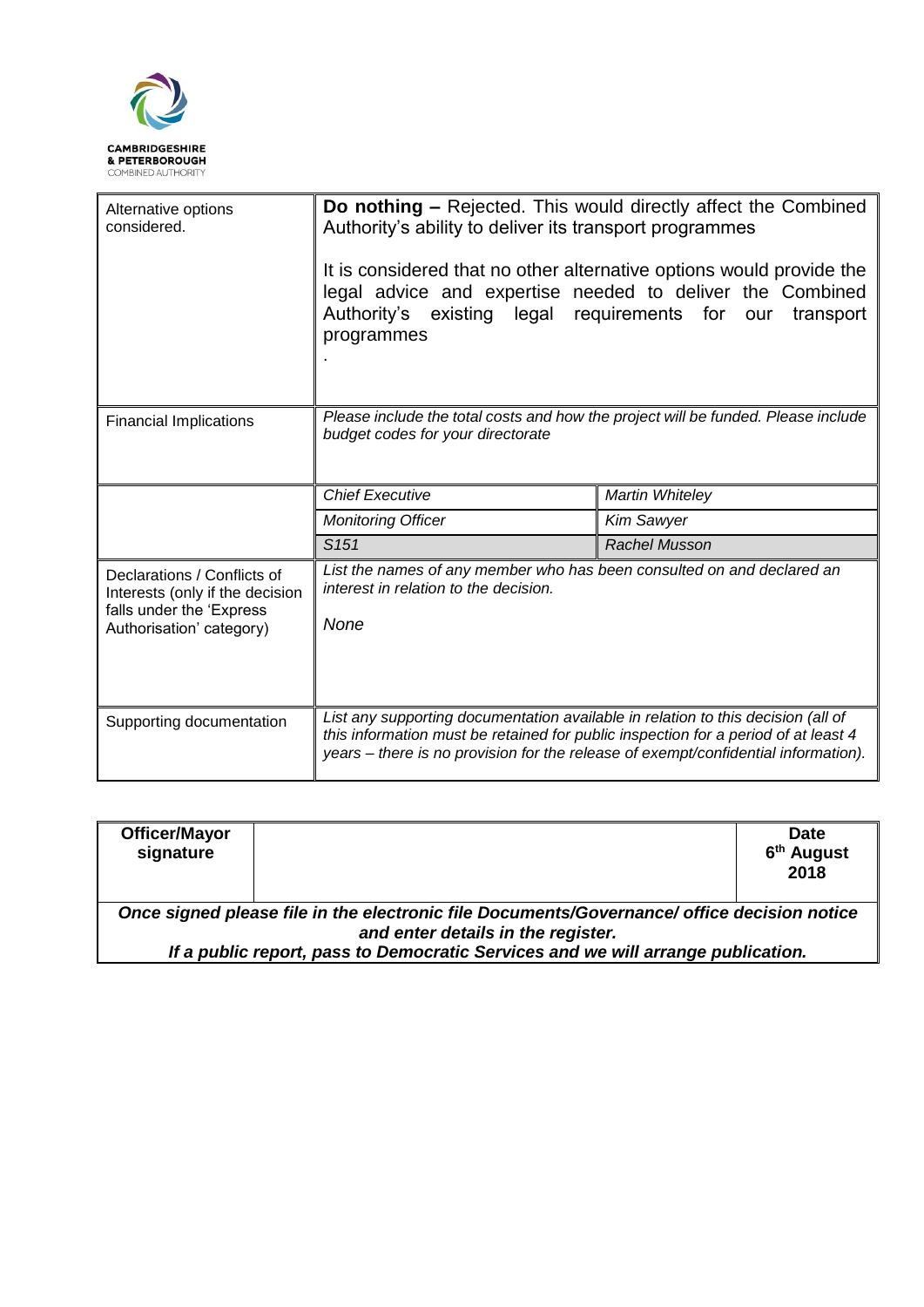| | | |
|---|---|---|
| Alternative options considered. | **Do nothing –** Rejected. This would directly affect the Combined Authority's ability to deliver its transport programmes<br><br>It is considered that no other alternative options would provide the legal advice and expertise needed to deliver the Combined Authority's existing legal requirements for our transport programmes<br>. | |
| Financial Implications | *Please include the total costs and how the project will be funded. Please include budget codes for your directorate* | |
| | *Chief Executive* | *Martin Whiteley* |
| | *Monitoring Officer* | *Kim Sawyer* |
| | *S151* | *Rachel Musson* |
| Declarations / Conflicts of Interests (only if the decision falls under the 'Express Authorisation' category) | *List the names of any member who has been consulted on and declared an interest in relation to the decision.*<br><br>*None* | |
| Supporting documentation | *List any supporting documentation available in relation to this decision (all of this information must be retained for public inspection for a period of at least 4 years – there is no provision for the release of exempt/confidential information).* | |

| | | |
|---|---|---|
| **Officer/Mayor signature** | | **Date 6th August 2018** |

***Once signed please file in the electronic file Documents/Governance/ office decision notice and enter details in the register.***
***If a public report, pass to Democratic Services and we will arrange publication.***